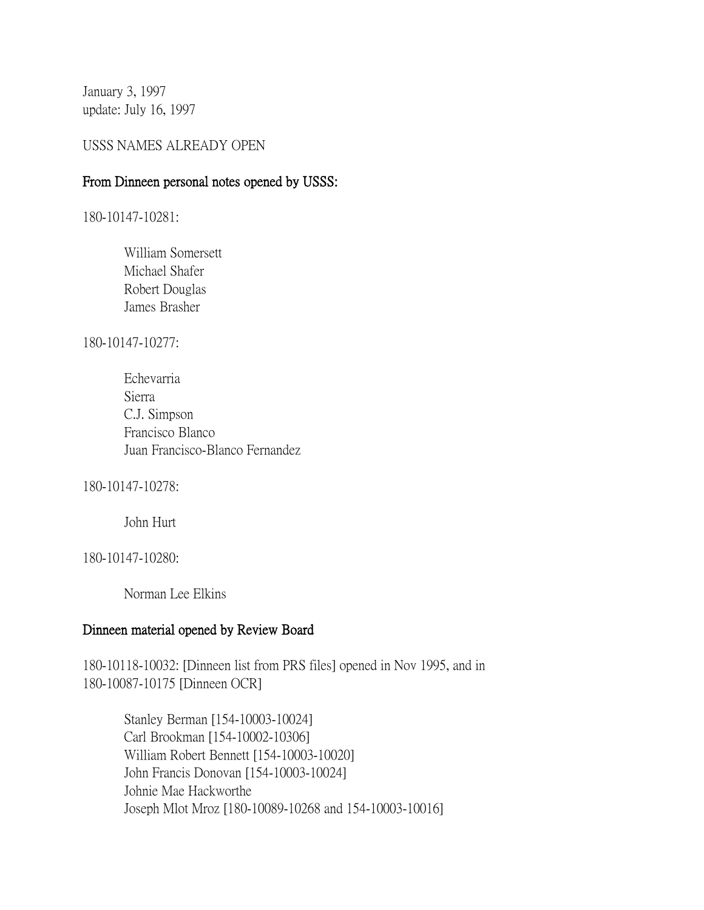January 3, 1997
update: July 16, 1997

USSS NAMES ALREADY OPEN

**From Dinneen personal notes opened by USSS:**

180-10147-10281:

- William Somersett
- Michael Shafer
- Robert Douglas
- James Brasher

180-10147-10277:

- Echevarria
- Sierra
- C.J. Simpson
- Francisco Blanco
- Juan Francisco-Blanco Fernandez

180-10147-10278:

- John Hurt

180-10147-10280:

- Norman Lee Elkins

**Dinneen material opened by Review Board**

180-10118-10032: [Dinneen list from PRS files] opened in Nov 1995, and in 180-10087-10175 [Dinneen OCR]

- Stanley Berman [154-10003-10024]
- Carl Brookman [154-10002-10306]
- William Robert Bennett [154-10003-10020]
- John Francis Donovan [154-10003-10024]
- Johnie Mae Hackworthe
- Joseph Mlot Mroz [180-10089-10268 and 154-10003-10016]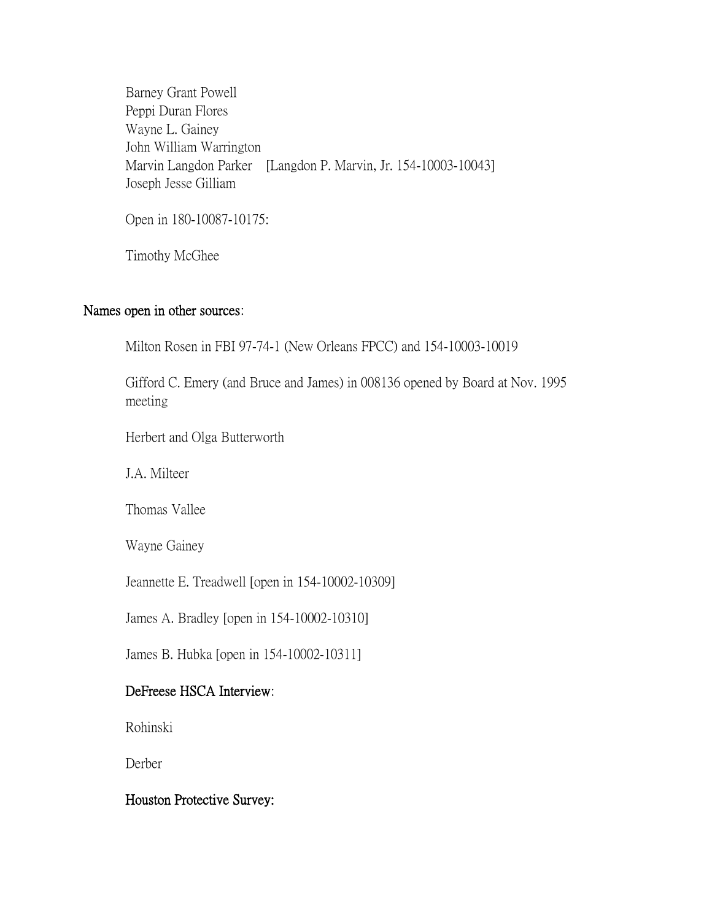Barney Grant Powell
Peppi Duran Flores
Wayne L. Gainey
John William Warrington
Marvin Langdon Parker [Langdon P. Marvin, Jr. 154-10003-10043]
Joseph Jesse Gilliam

Open in 180-10087-10175:

Timothy McGhee

## Names open in other sources:

Milton Rosen in FBI 97-74-1 (New Orleans FPCC) and 154-10003-10019

Gifford C. Emery (and Bruce and James) in 008136 opened by Board at Nov. 1995 meeting

Herbert and Olga Butterworth

J.A. Milteer

Thomas Vallee

Wayne Gainey

Jeannette E. Treadwell [open in 154-10002-10309]

James A. Bradley [open in 154-10002-10310]

James B. Hubka [open in 154-10002-10311]

### DeFreese HSCA Interview:

Rohinski

Derber

### Houston Protective Survey: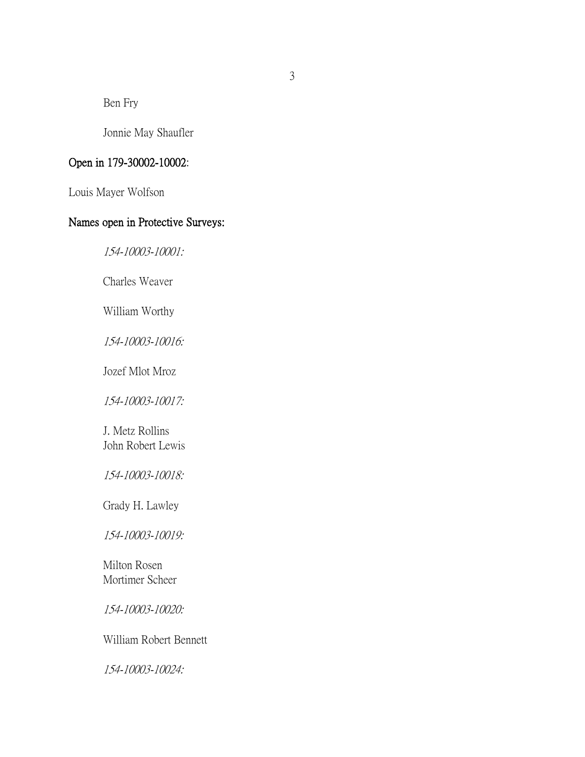Ben Fry

Jonnie May Shaufler

**Open in 179-30002-10002:**

Louis Mayer Wolfson

**Names open in Protective Surveys:**

*154-10003-10001:*

Charles Weaver

William Worthy

*154-10003-10016:*

Jozef Mlot Mroz

*154-10003-10017:*

J. Metz Rollins
John Robert Lewis

*154-10003-10018:*

Grady H. Lawley

*154-10003-10019:*

Milton Rosen
Mortimer Scheer

*154-10003-10020:*

William Robert Bennett

*154-10003-10024:*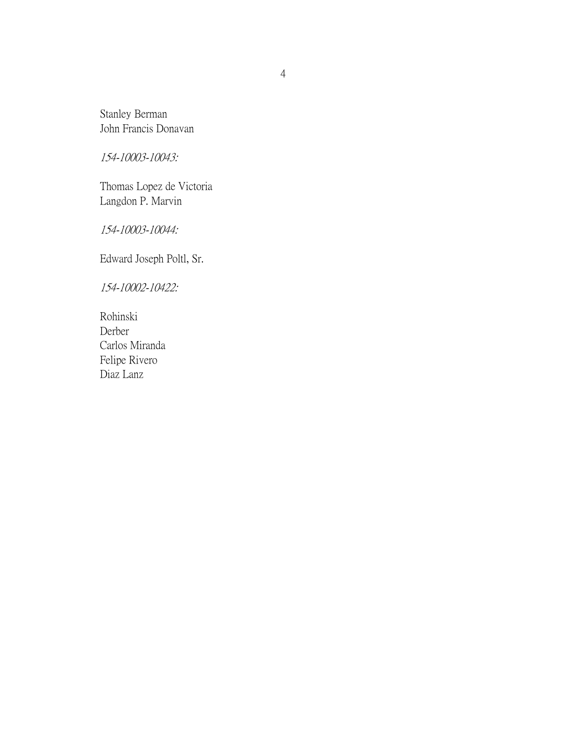Stanley Berman
John Francis Donavan

*154-10003-10043:*

Thomas Lopez de Victoria
Langdon P. Marvin

*154-10003-10044:*

Edward Joseph Poltl, Sr.

*154-10002-10422:*

Rohinski
Derber
Carlos Miranda
Felipe Rivero
Diaz Lanz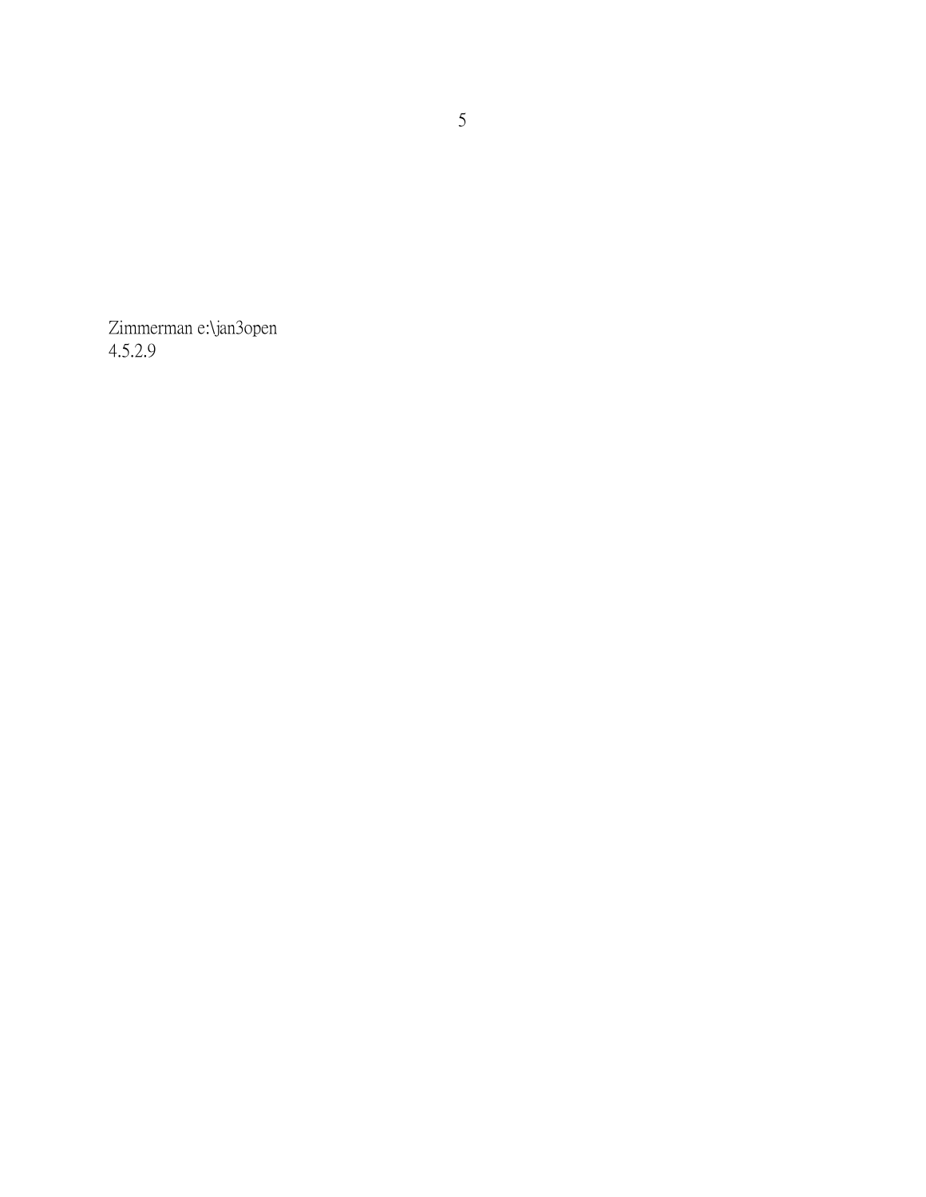Zimmerman e:\jan3open
4.5.2.9